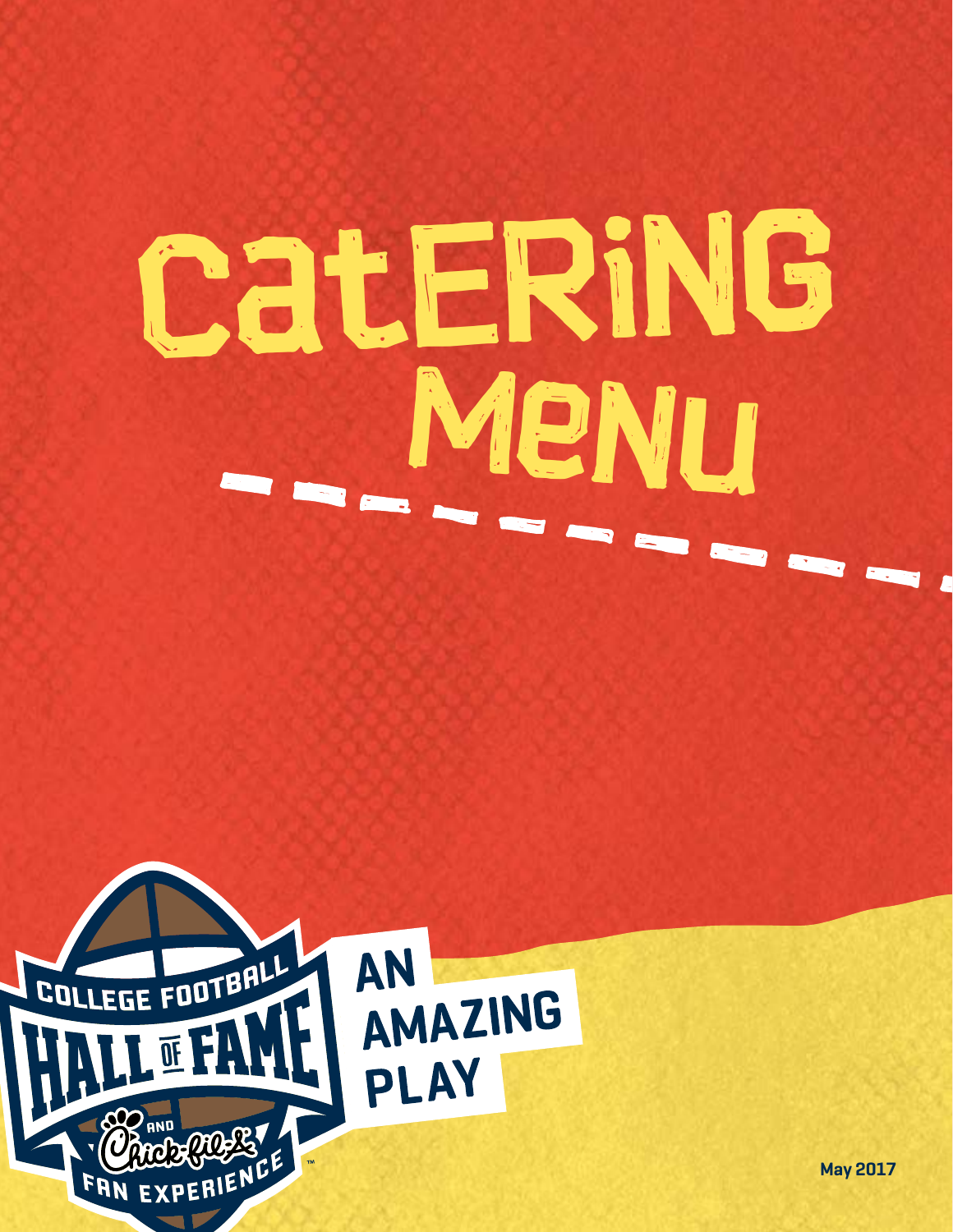# Catering Menu

COLLEGE FOOTBALL HALL OF FAME AND Chick-fil-A FAN EXPERIENCE™

AN AMAZING PLAY

May 2017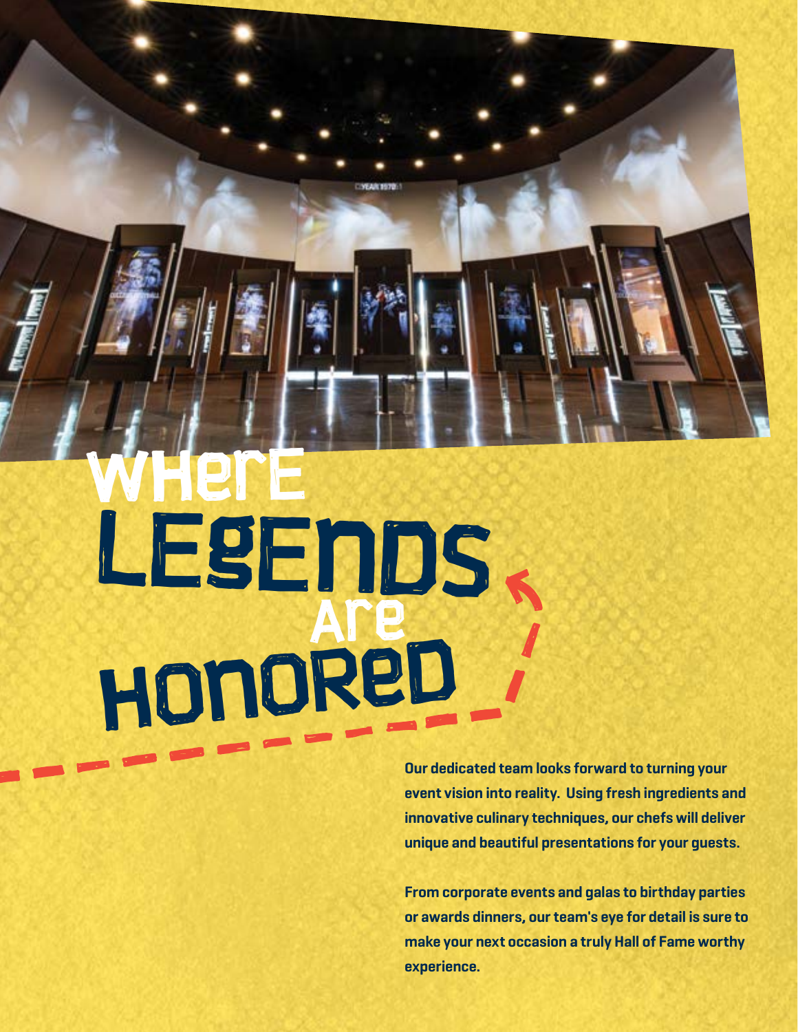# Where Legends Are Honored

**Our dedicated team looks forward to turning your event vision into reality. Using fresh ingredients and innovative culinary techniques, our chefs will deliver unique and beautiful presentations for your guests.**

**From corporate events and galas to birthday parties or awards dinners, our team's eye for detail is sure to make your next occasion a truly Hall of Fame worthy experience.**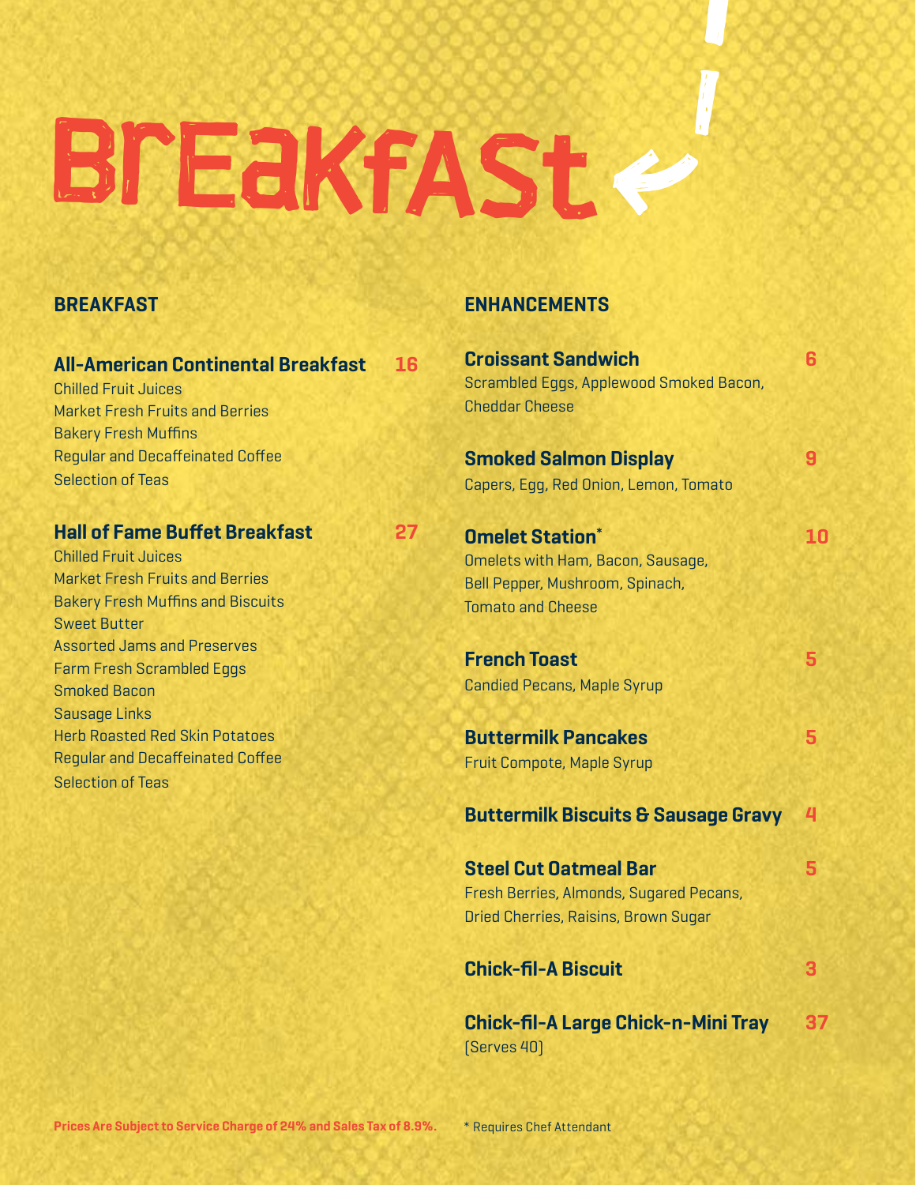# Breakfast

## BREAKFAST

### All-American Continental Breakfast — 16

Chilled Fruit Juices
Market Fresh Fruits and Berries
Bakery Fresh Muffins
Regular and Decaffeinated Coffee
Selection of Teas

### Hall of Fame Buffet Breakfast — 27

Chilled Fruit Juices
Market Fresh Fruits and Berries
Bakery Fresh Muffins and Biscuits
Sweet Butter
Assorted Jams and Preserves
Farm Fresh Scrambled Eggs
Smoked Bacon
Sausage Links
Herb Roasted Red Skin Potatoes
Regular and Decaffeinated Coffee
Selection of Teas

## ENHANCEMENTS

### Croissant Sandwich — 6

Scrambled Eggs, Applewood Smoked Bacon, Cheddar Cheese

### Smoked Salmon Display — 9

Capers, Egg, Red Onion, Lemon, Tomato

### Omelet Station* — 10

Omelets with Ham, Bacon, Sausage, Bell Pepper, Mushroom, Spinach, Tomato and Cheese

### French Toast — 5

Candied Pecans, Maple Syrup

### Buttermilk Pancakes — 5

Fruit Compote, Maple Syrup

### Buttermilk Biscuits & Sausage Gravy — 4

### Steel Cut Oatmeal Bar — 5

Fresh Berries, Almonds, Sugared Pecans, Dried Cherries, Raisins, Brown Sugar

### Chick-fil-A Biscuit — 3

### Chick-fil-A Large Chick-n-Mini Tray — 37

(Serves 40)

**Prices Are Subject to Service Charge of 24% and Sales Tax of 8.9%.**

* Requires Chef Attendant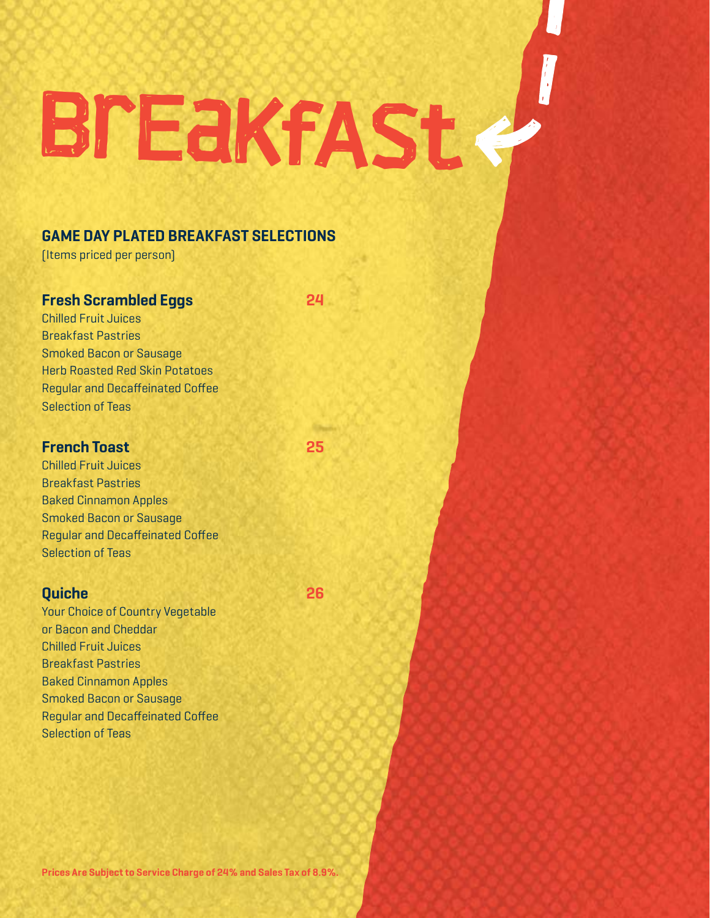# Breakfast

## GAME DAY PLATED BREAKFAST SELECTIONS

(Items priced per person)

### Fresh Scrambled Eggs — 24

Chilled Fruit Juices
Breakfast Pastries
Smoked Bacon or Sausage
Herb Roasted Red Skin Potatoes
Regular and Decaffeinated Coffee
Selection of Teas

### French Toast — 25

Chilled Fruit Juices
Breakfast Pastries
Baked Cinnamon Apples
Smoked Bacon or Sausage
Regular and Decaffeinated Coffee
Selection of Teas

### Quiche — 26

Your Choice of Country Vegetable or Bacon and Cheddar
Chilled Fruit Juices
Breakfast Pastries
Baked Cinnamon Apples
Smoked Bacon or Sausage
Regular and Decaffeinated Coffee
Selection of Teas

**Prices Are Subject to Service Charge of 24% and Sales Tax of 8.9%.**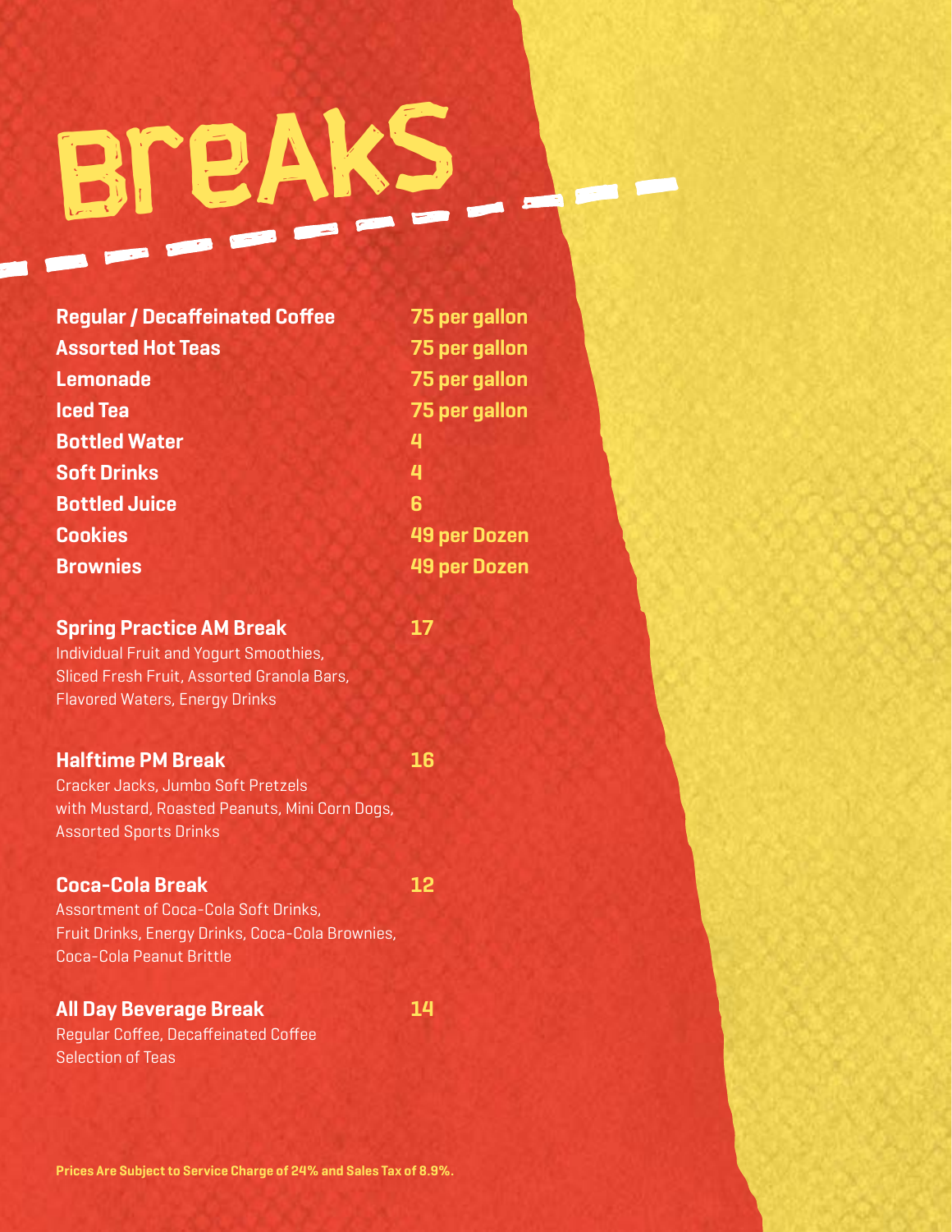# Breaks

| Item | Price |
| --- | --- |
| **Regular / Decaffeinated Coffee** | **75 per gallon** |
| **Assorted Hot Teas** | **75 per gallon** |
| **Lemonade** | **75 per gallon** |
| **Iced Tea** | **75 per gallon** |
| **Bottled Water** | **4** |
| **Soft Drinks** | **4** |
| **Bottled Juice** | **6** |
| **Cookies** | **49 per Dozen** |
| **Brownies** | **49 per Dozen** |

**Spring Practice AM Break** **17**

Individual Fruit and Yogurt Smoothies, Sliced Fresh Fruit, Assorted Granola Bars, Flavored Waters, Energy Drinks

**Halftime PM Break** **16**

Cracker Jacks, Jumbo Soft Pretzels with Mustard, Roasted Peanuts, Mini Corn Dogs, Assorted Sports Drinks

**Coca-Cola Break** **12**

Assortment of Coca-Cola Soft Drinks, Fruit Drinks, Energy Drinks, Coca-Cola Brownies, Coca-Cola Peanut Brittle

**All Day Beverage Break** **14**

Regular Coffee, Decaffeinated Coffee Selection of Teas

**Prices Are Subject to Service Charge of 24% and Sales Tax of 8.9%.**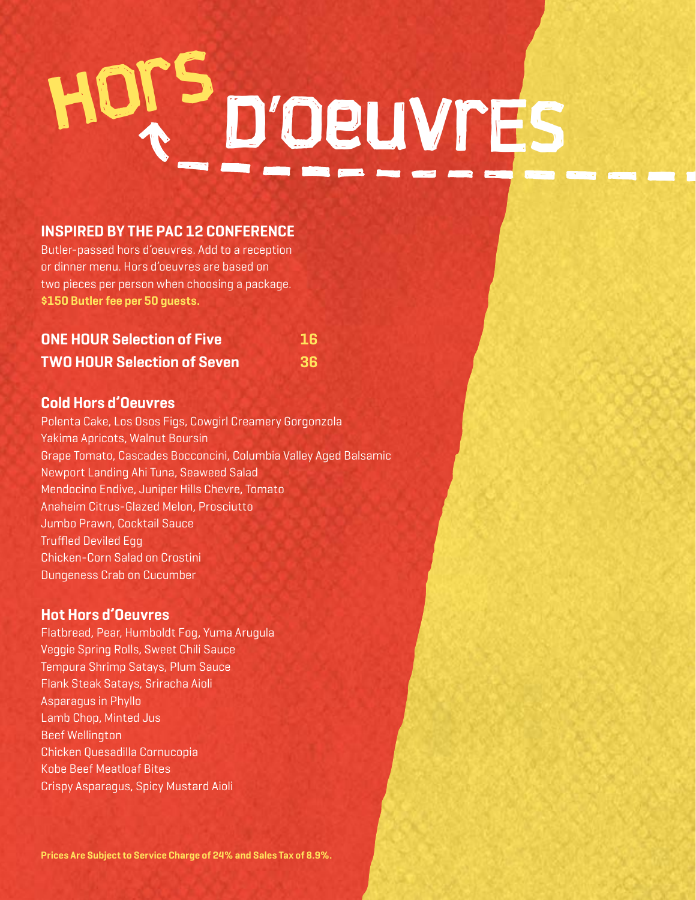# Hors D'Oeuvres

## INSPIRED BY THE PAC 12 CONFERENCE

Butler-passed hors d'oeuvres. Add to a reception or dinner menu. Hors d'oeuvres are based on two pieces per person when choosing a package. **$150 Butler fee per 50 guests.**

| | |
|---|---|
| **ONE HOUR Selection of Five** | **16** |
| **TWO HOUR Selection of Seven** | **36** |

### Cold Hors d'Oeuvres

Polenta Cake, Los Osos Figs, Cowgirl Creamery Gorgonzola
Yakima Apricots, Walnut Boursin
Grape Tomato, Cascades Bocconcini, Columbia Valley Aged Balsamic
Newport Landing Ahi Tuna, Seaweed Salad
Mendocino Endive, Juniper Hills Chevre, Tomato
Anaheim Citrus-Glazed Melon, Prosciutto
Jumbo Prawn, Cocktail Sauce
Truffled Deviled Egg
Chicken-Corn Salad on Crostini
Dungeness Crab on Cucumber

### Hot Hors d'Oeuvres

Flatbread, Pear, Humboldt Fog, Yuma Arugula
Veggie Spring Rolls, Sweet Chili Sauce
Tempura Shrimp Satays, Plum Sauce
Flank Steak Satays, Sriracha Aioli
Asparagus in Phyllo
Lamb Chop, Minted Jus
Beef Wellington
Chicken Quesadilla Cornucopia
Kobe Beef Meatloaf Bites
Crispy Asparagus, Spicy Mustard Aioli

**Prices Are Subject to Service Charge of 24% and Sales Tax of 8.9%.**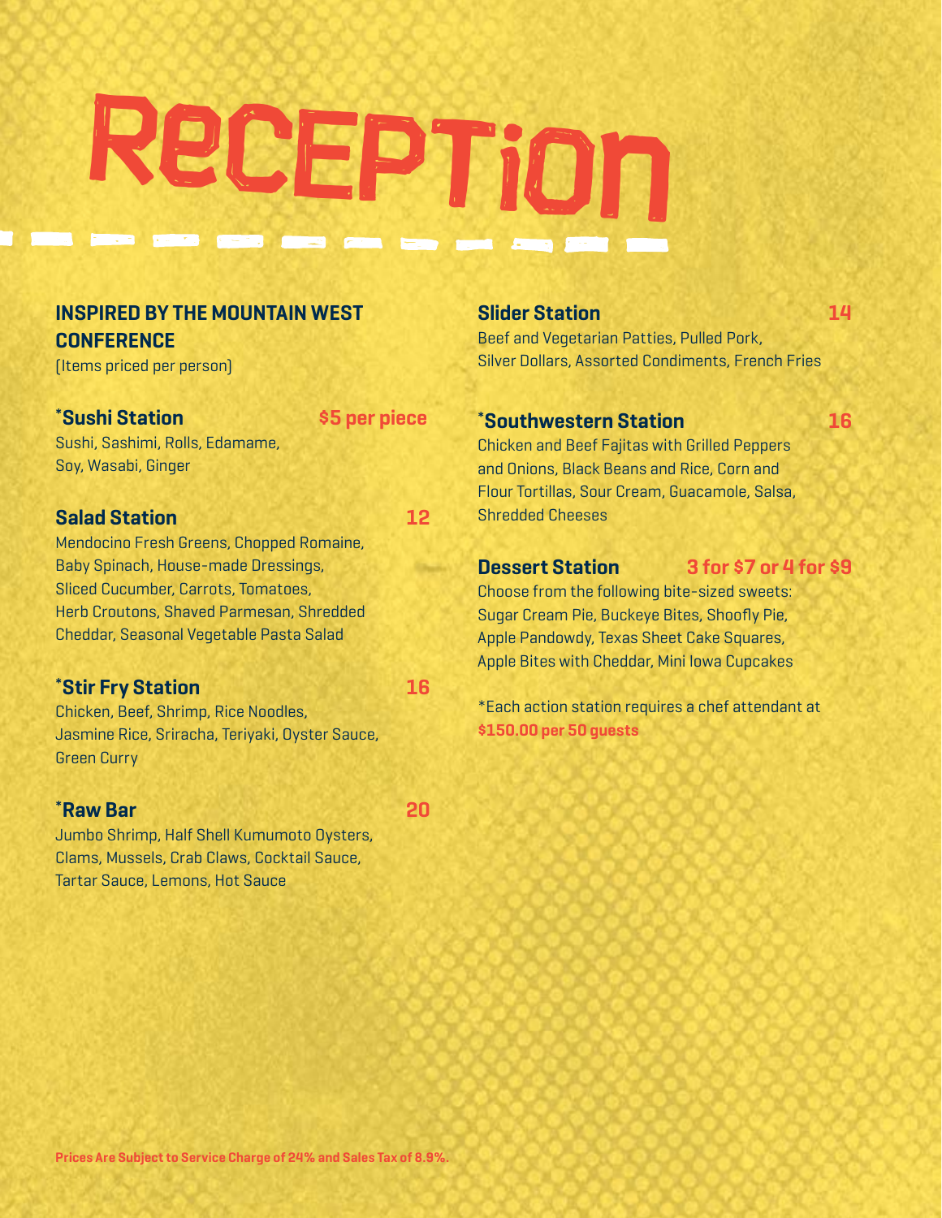# RECEPTION

## INSPIRED BY THE MOUNTAIN WEST CONFERENCE

(Items priced per person)

### *Sushi Station — $5 per piece

Sushi, Sashimi, Rolls, Edamame, Soy, Wasabi, Ginger

### Salad Station — 12

Mendocino Fresh Greens, Chopped Romaine, Baby Spinach, House-made Dressings, Sliced Cucumber, Carrots, Tomatoes, Herb Croutons, Shaved Parmesan, Shredded Cheddar, Seasonal Vegetable Pasta Salad

### *Stir Fry Station — 16

Chicken, Beef, Shrimp, Rice Noodles, Jasmine Rice, Sriracha, Teriyaki, Oyster Sauce, Green Curry

### *Raw Bar — 20

Jumbo Shrimp, Half Shell Kumumoto Oysters, Clams, Mussels, Crab Claws, Cocktail Sauce, Tartar Sauce, Lemons, Hot Sauce

### Slider Station — 14

Beef and Vegetarian Patties, Pulled Pork, Silver Dollars, Assorted Condiments, French Fries

### *Southwestern Station — 16

Chicken and Beef Fajitas with Grilled Peppers and Onions, Black Beans and Rice, Corn and Flour Tortillas, Sour Cream, Guacamole, Salsa, Shredded Cheeses

### Dessert Station — 3 for $7 or 4 for $9

Choose from the following bite-sized sweets: Sugar Cream Pie, Buckeye Bites, Shoofly Pie, Apple Pandowdy, Texas Sheet Cake Squares, Apple Bites with Cheddar, Mini Iowa Cupcakes

*Each action station requires a chef attendant at **$150.00 per 50 guests**

**Prices Are Subject to Service Charge of 24% and Sales Tax of 8.9%.**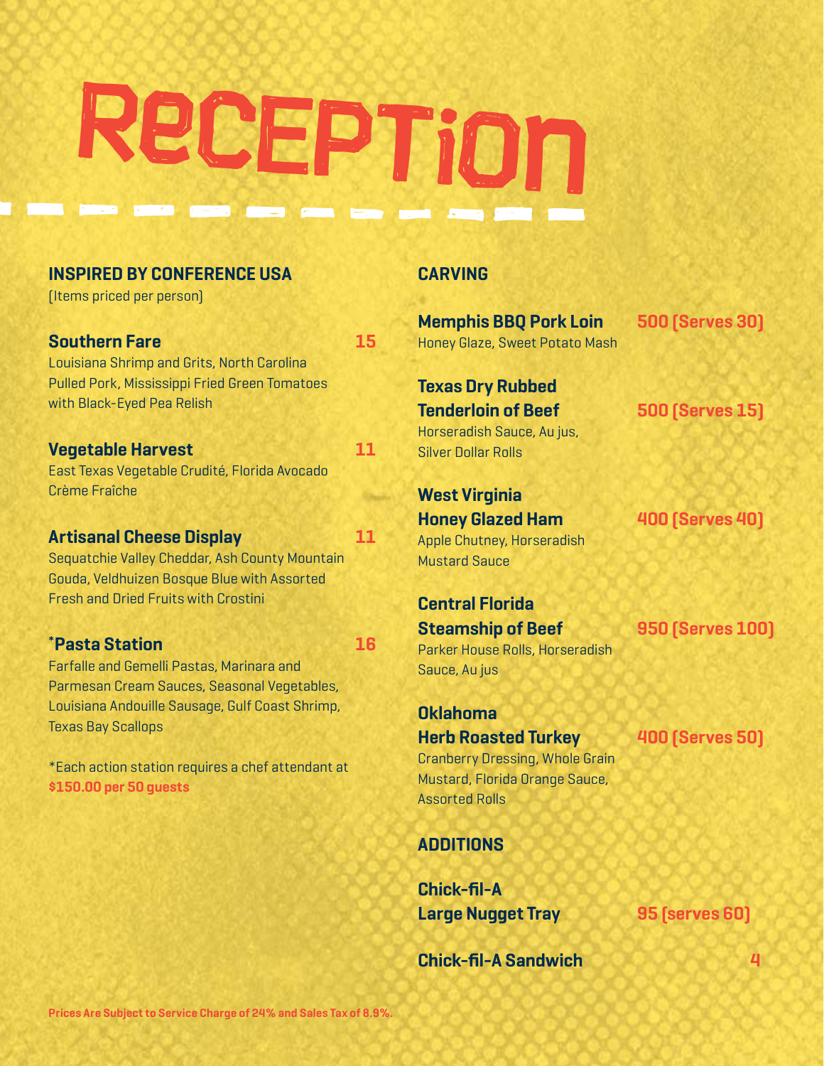# RECEPTION

## INSPIRED BY CONFERENCE USA

(Items priced per person)

**Southern Fare** — 15

Louisiana Shrimp and Grits, North Carolina Pulled Pork, Mississippi Fried Green Tomatoes with Black-Eyed Pea Relish

**Vegetable Harvest** — 11

East Texas Vegetable Crudité, Florida Avocado Crème Fraîche

**Artisanal Cheese Display** — 11

Sequatchie Valley Cheddar, Ash County Mountain Gouda, Veldhuizen Bosque Blue with Assorted Fresh and Dried Fruits with Crostini

**\*Pasta Station** — 16

Farfalle and Gemelli Pastas, Marinara and Parmesan Cream Sauces, Seasonal Vegetables, Louisiana Andouille Sausage, Gulf Coast Shrimp, Texas Bay Scallops

*Each action station requires a chef attendant at **$150.00 per 50 guests**

## CARVING

**Memphis BBQ Pork Loin** — 500 (Serves 30)

Honey Glaze, Sweet Potato Mash

**Texas Dry Rubbed Tenderloin of Beef** — 500 (Serves 15)

Horseradish Sauce, Au jus, Silver Dollar Rolls

**West Virginia Honey Glazed Ham** — 400 (Serves 40)

Apple Chutney, Horseradish Mustard Sauce

**Central Florida Steamship of Beef** — 950 (Serves 100)

Parker House Rolls, Horseradish Sauce, Au jus

**Oklahoma Herb Roasted Turkey** — 400 (Serves 50)

Cranberry Dressing, Whole Grain Mustard, Florida Orange Sauce, Assorted Rolls

## ADDITIONS

**Chick-fil-A Large Nugget Tray** — 95 (serves 60)

**Chick-fil-A Sandwich** — 4

Prices Are Subject to Service Charge of 24% and Sales Tax of 8.9%.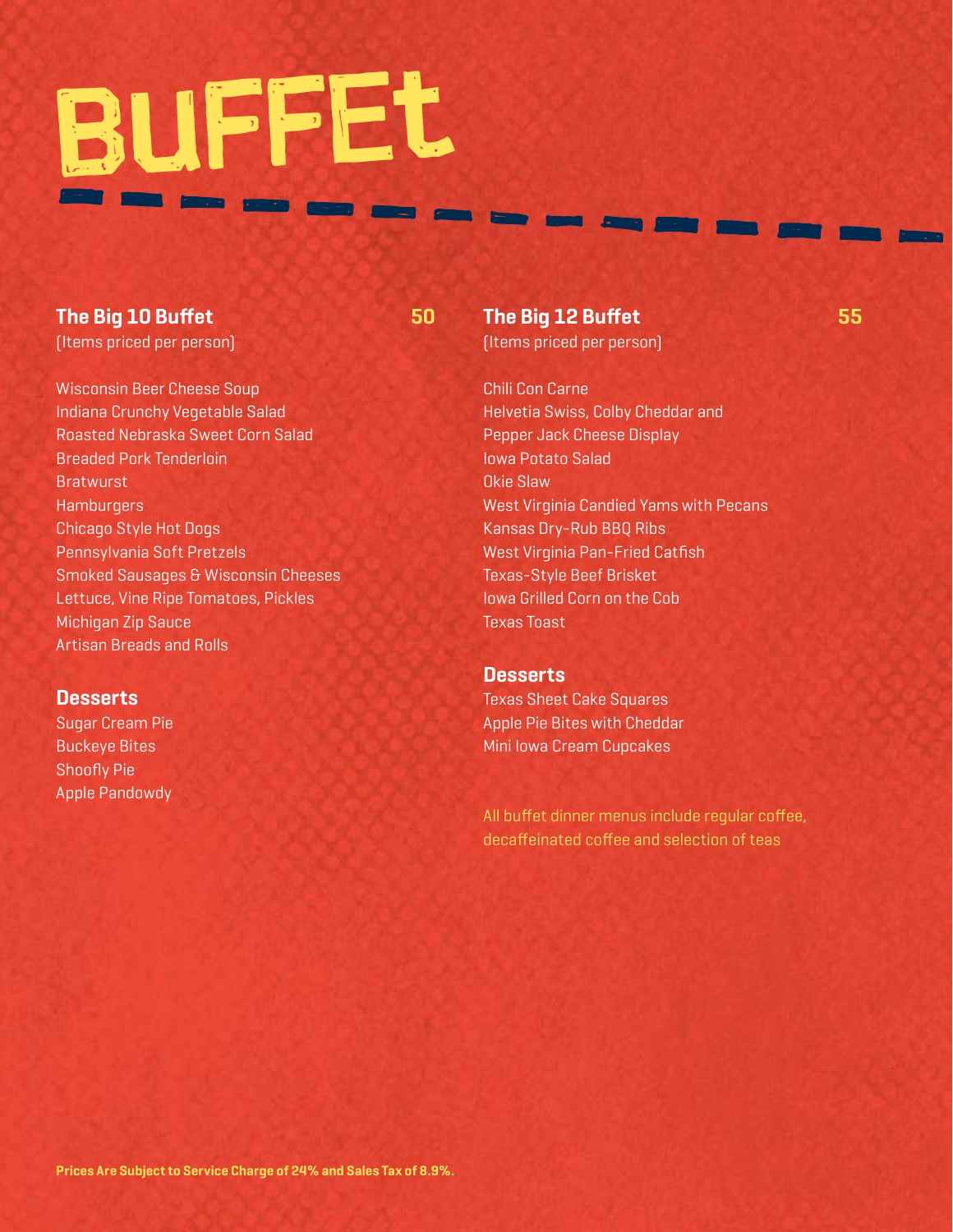# BUFFET

## The Big 10 Buffet — 50

(Items priced per person)

Wisconsin Beer Cheese Soup
Indiana Crunchy Vegetable Salad
Roasted Nebraska Sweet Corn Salad
Breaded Pork Tenderloin
Bratwurst
Hamburgers
Chicago Style Hot Dogs
Pennsylvania Soft Pretzels
Smoked Sausages & Wisconsin Cheeses
Lettuce, Vine Ripe Tomatoes, Pickles
Michigan Zip Sauce
Artisan Breads and Rolls

### Desserts

Sugar Cream Pie
Buckeye Bites
Shoofly Pie
Apple Pandowdy

## The Big 12 Buffet — 55

(Items priced per person)

Chili Con Carne
Helvetia Swiss, Colby Cheddar and Pepper Jack Cheese Display
Iowa Potato Salad
Okie Slaw
West Virginia Candied Yams with Pecans
Kansas Dry-Rub BBQ Ribs
West Virginia Pan-Fried Catfish
Texas-Style Beef Brisket
Iowa Grilled Corn on the Cob
Texas Toast

### Desserts

Texas Sheet Cake Squares
Apple Pie Bites with Cheddar
Mini Iowa Cream Cupcakes

All buffet dinner menus include regular coffee, decaffeinated coffee and selection of teas

**Prices Are Subject to Service Charge of 24% and Sales Tax of 8.9%.**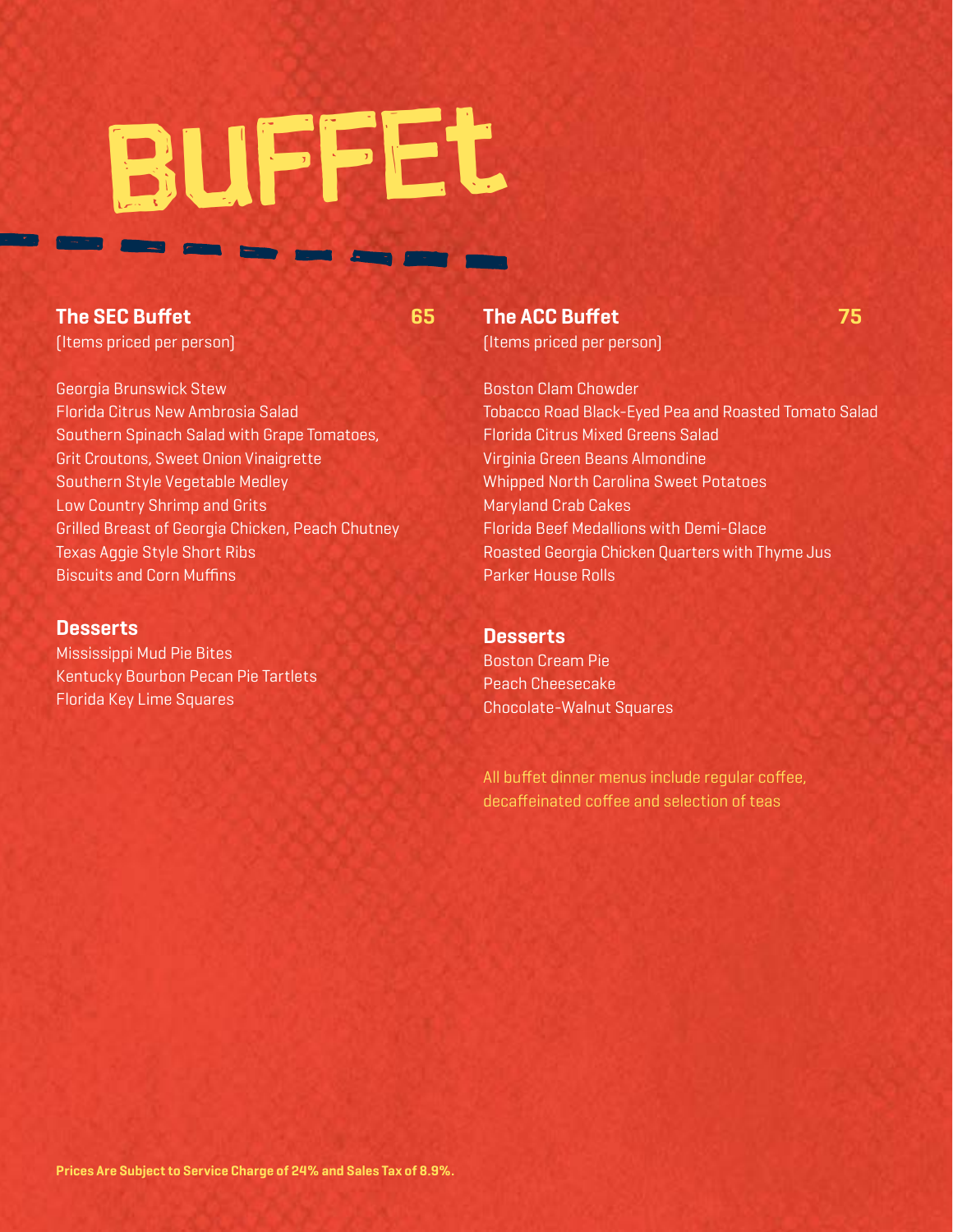# BUFFET

## The SEC Buffet 65

(Items priced per person)

Georgia Brunswick Stew
Florida Citrus New Ambrosia Salad
Southern Spinach Salad with Grape Tomatoes, Grit Croutons, Sweet Onion Vinaigrette
Southern Style Vegetable Medley
Low Country Shrimp and Grits
Grilled Breast of Georgia Chicken, Peach Chutney
Texas Aggie Style Short Ribs
Biscuits and Corn Muffins

### Desserts

Mississippi Mud Pie Bites
Kentucky Bourbon Pecan Pie Tartlets
Florida Key Lime Squares

## The ACC Buffet 75

(Items priced per person)

Boston Clam Chowder
Tobacco Road Black-Eyed Pea and Roasted Tomato Salad
Florida Citrus Mixed Greens Salad
Virginia Green Beans Almondine
Whipped North Carolina Sweet Potatoes
Maryland Crab Cakes
Florida Beef Medallions with Demi-Glace
Roasted Georgia Chicken Quarters with Thyme Jus
Parker House Rolls

### Desserts

Boston Cream Pie
Peach Cheesecake
Chocolate-Walnut Squares

All buffet dinner menus include regular coffee, decaffeinated coffee and selection of teas

**Prices Are Subject to Service Charge of 24% and Sales Tax of 8.9%.**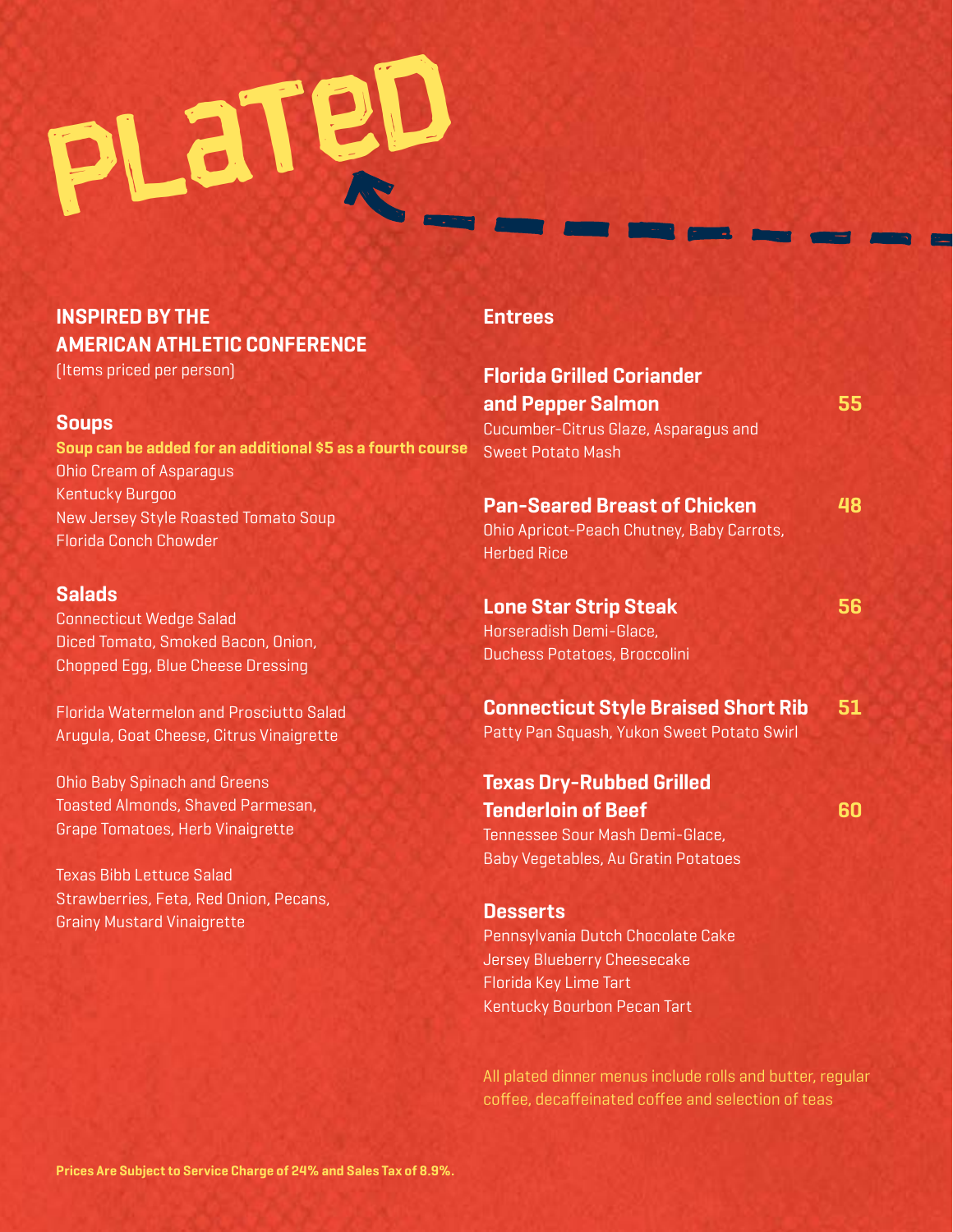# PLATED

## INSPIRED BY THE AMERICAN ATHLETIC CONFERENCE

(Items priced per person)

### Soups

**Soup can be added for an additional $5 as a fourth course**

Ohio Cream of Asparagus
Kentucky Burgoo
New Jersey Style Roasted Tomato Soup
Florida Conch Chowder

### Salads

Connecticut Wedge Salad
Diced Tomato, Smoked Bacon, Onion, Chopped Egg, Blue Cheese Dressing

Florida Watermelon and Prosciutto Salad
Arugula, Goat Cheese, Citrus Vinaigrette

Ohio Baby Spinach and Greens
Toasted Almonds, Shaved Parmesan, Grape Tomatoes, Herb Vinaigrette

Texas Bibb Lettuce Salad
Strawberries, Feta, Red Onion, Pecans, Grainy Mustard Vinaigrette

### Entrees

**Florida Grilled Coriander and Pepper Salmon** — **55**
Cucumber-Citrus Glaze, Asparagus and Sweet Potato Mash

**Pan-Seared Breast of Chicken** — **48**
Ohio Apricot-Peach Chutney, Baby Carrots, Herbed Rice

**Lone Star Strip Steak** — **56**
Horseradish Demi-Glace, Duchess Potatoes, Broccolini

**Connecticut Style Braised Short Rib** — **51**
Patty Pan Squash, Yukon Sweet Potato Swirl

**Texas Dry-Rubbed Grilled Tenderloin of Beef** — **60**
Tennessee Sour Mash Demi-Glace, Baby Vegetables, Au Gratin Potatoes

### Desserts

Pennsylvania Dutch Chocolate Cake
Jersey Blueberry Cheesecake
Florida Key Lime Tart
Kentucky Bourbon Pecan Tart

All plated dinner menus include rolls and butter, regular coffee, decaffeinated coffee and selection of teas

**Prices Are Subject to Service Charge of 24% and Sales Tax of 8.9%.**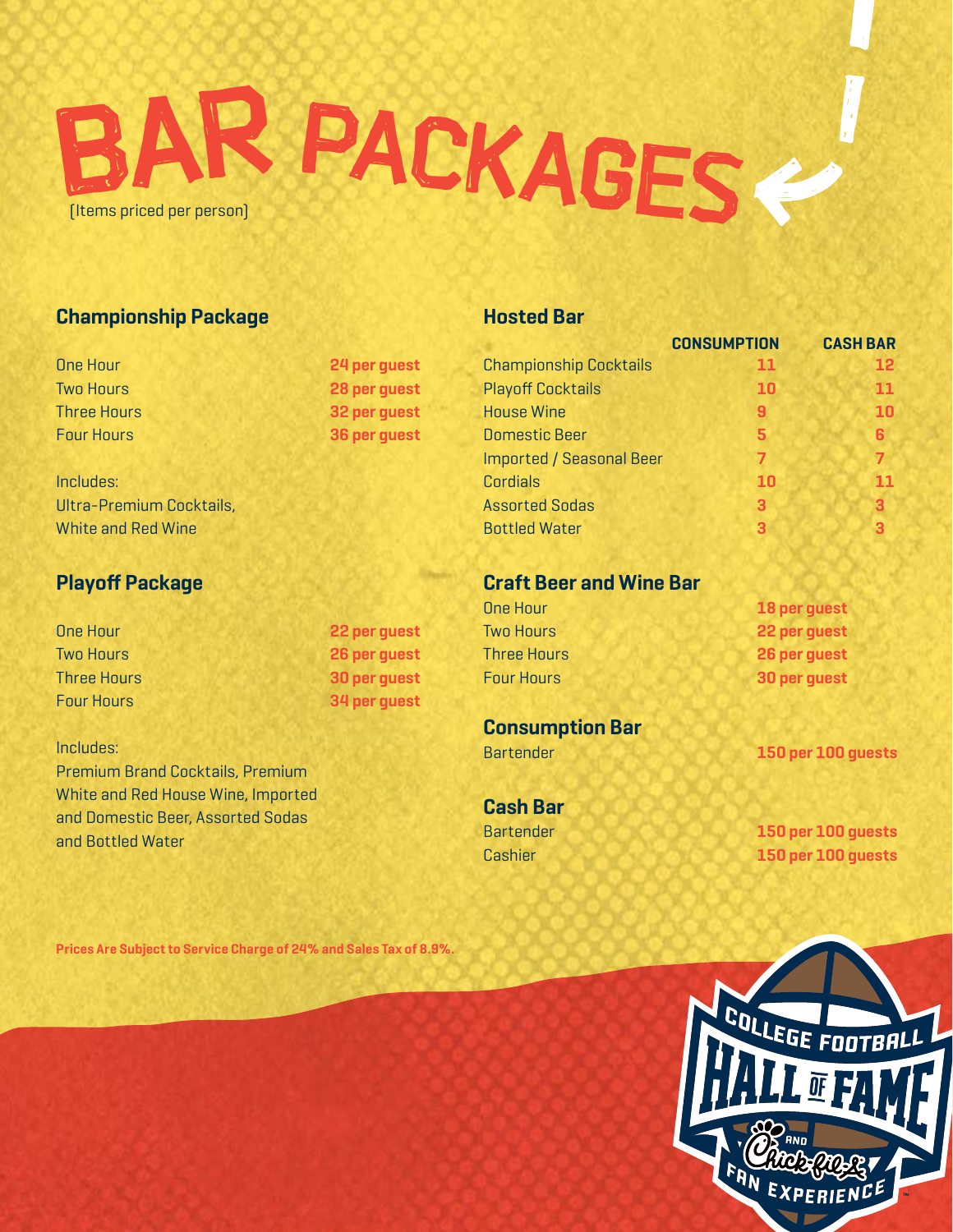# BAR PACKAGES

(Items priced per person)

## Championship Package

| | |
|---|---|
| One Hour | 24 per guest |
| Two Hours | 28 per guest |
| Three Hours | 32 per guest |
| Four Hours | 36 per guest |

Includes:
Ultra-Premium Cocktails, White and Red Wine

## Playoff Package

| | |
|---|---|
| One Hour | 22 per guest |
| Two Hours | 26 per guest |
| Three Hours | 30 per guest |
| Four Hours | 34 per guest |

Includes:
Premium Brand Cocktails, Premium White and Red House Wine, Imported and Domestic Beer, Assorted Sodas and Bottled Water

## Hosted Bar

| | CONSUMPTION | CASH BAR |
|---|---|---|
| Championship Cocktails | 11 | 12 |
| Playoff Cocktails | 10 | 11 |
| House Wine | 9 | 10 |
| Domestic Beer | 5 | 6 |
| Imported / Seasonal Beer | 7 | 7 |
| Cordials | 10 | 11 |
| Assorted Sodas | 3 | 3 |
| Bottled Water | 3 | 3 |

## Craft Beer and Wine Bar

| | |
|---|---|
| One Hour | 18 per guest |
| Two Hours | 22 per guest |
| Three Hours | 26 per guest |
| Four Hours | 30 per guest |

## Consumption Bar

| | |
|---|---|
| Bartender | 150 per 100 guests |

## Cash Bar

| | |
|---|---|
| Bartender | 150 per 100 guests |
| Cashier | 150 per 100 guests |

**Prices Are Subject to Service Charge of 24% and Sales Tax of 8.9%.**

COLLEGE FOOTBALL HALL OF FAME AND Chick-fil-A FAN EXPERIENCE